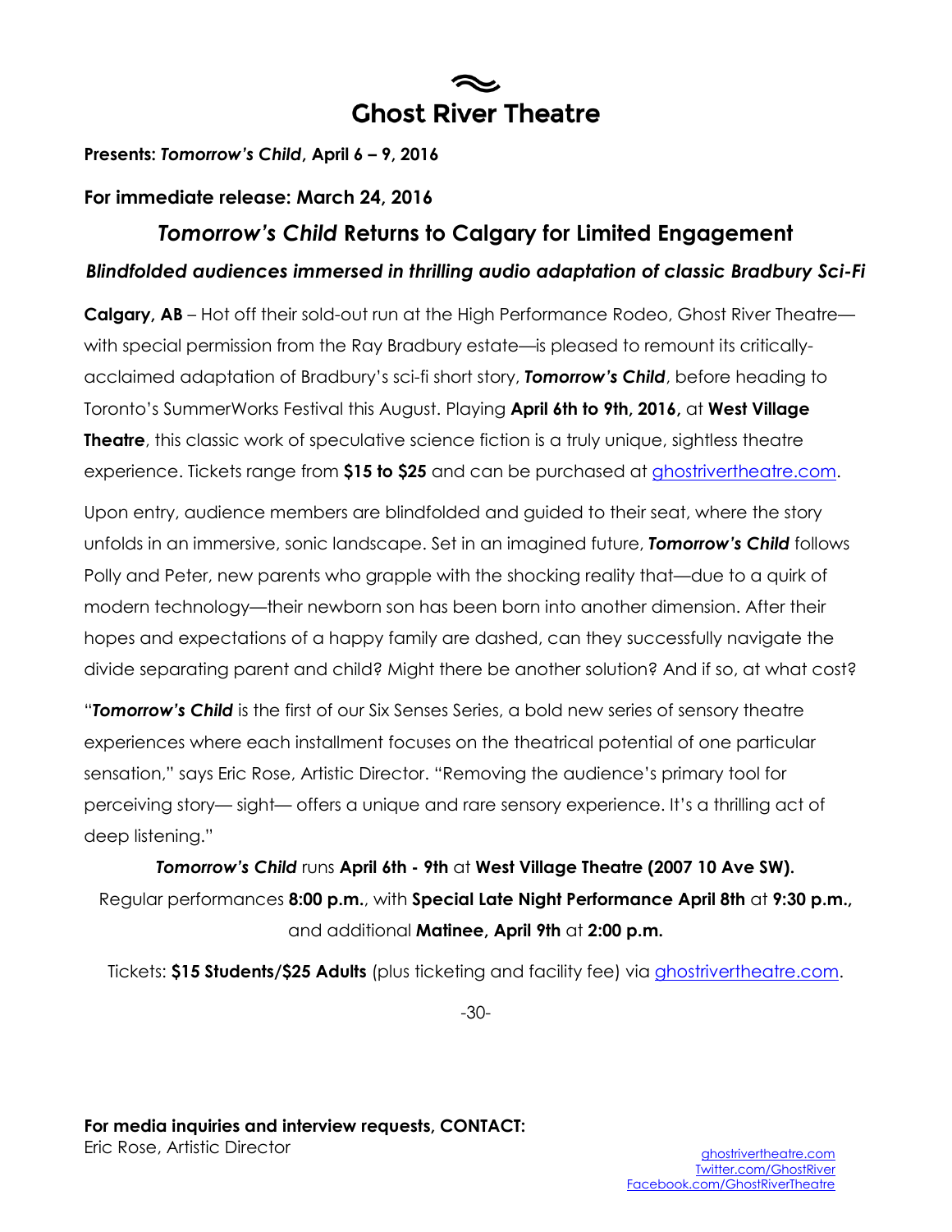# Ghost River Theatre

**Presents:** ***Tomorrow's Child*****, April 6 – 9, 2016**

**For immediate release: March 24, 2016**

## *Tomorrow's Child* Returns to Calgary for Limited Engagement

### *Blindfolded audiences immersed in thrilling audio adaptation of classic Bradbury Sci-Fi*

**Calgary, AB** – Hot off their sold-out run at the High Performance Rodeo, Ghost River Theatre—with special permission from the Ray Bradbury estate—is pleased to remount its critically-acclaimed adaptation of Bradbury's sci-fi short story, ***Tomorrow's Child***, before heading to Toronto's SummerWorks Festival this August. Playing **April 6th to 9th, 2016,** at **West Village Theatre**, this classic work of speculative science fiction is a truly unique, sightless theatre experience. Tickets range from **$15 to $25** and can be purchased at ghostrivertheatre.com.

Upon entry, audience members are blindfolded and guided to their seat, where the story unfolds in an immersive, sonic landscape. Set in an imagined future, ***Tomorrow's Child*** follows Polly and Peter, new parents who grapple with the shocking reality that—due to a quirk of modern technology—their newborn son has been born into another dimension. After their hopes and expectations of a happy family are dashed, can they successfully navigate the divide separating parent and child? Might there be another solution? And if so, at what cost?

"***Tomorrow's Child*** is the first of our Six Senses Series, a bold new series of sensory theatre experiences where each installment focuses on the theatrical potential of one particular sensation," says Eric Rose, Artistic Director. "Removing the audience's primary tool for perceiving story— sight— offers a unique and rare sensory experience. It's a thrilling act of deep listening."

***Tomorrow's Child*** runs **April 6th - 9th** at **West Village Theatre (2007 10 Ave SW).**
Regular performances **8:00 p.m.**, with **Special Late Night Performance April 8th** at **9:30 p.m.,** and additional **Matinee, April 9th** at **2:00 p.m.**

Tickets: **$15 Students/$25 Adults** (plus ticketing and facility fee) via ghostrivertheatre.com.

-30-

**For media inquiries and interview requests, CONTACT:**
Eric Rose, Artistic Director

ghostrivertheatre.com
Twitter.com/GhostRiver
Facebook.com/GhostRiverTheatre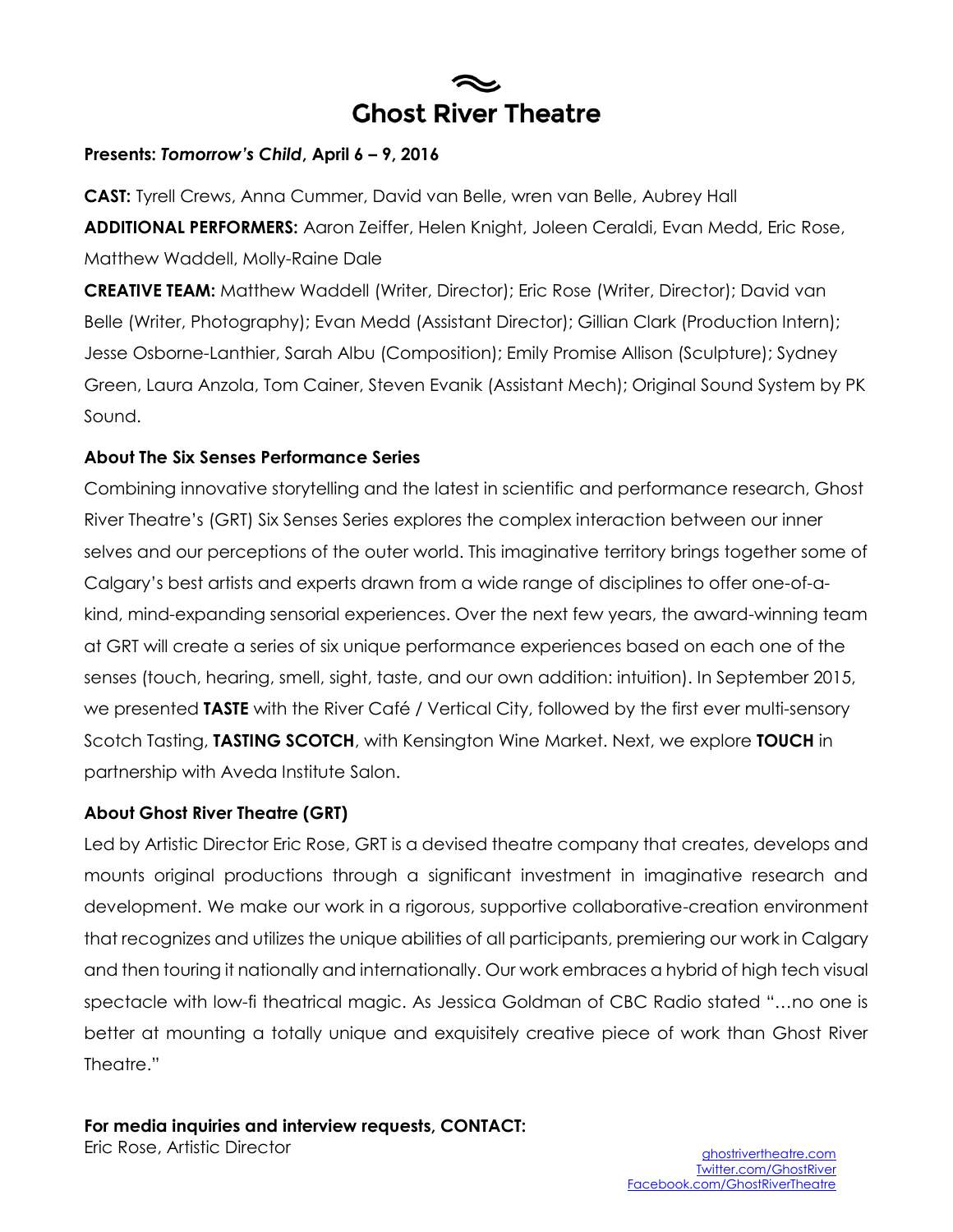# Ghost River Theatre

**Presents: *Tomorrow's Child*, April 6 – 9, 2016**

**CAST:** Tyrell Crews, Anna Cummer, David van Belle, wren van Belle, Aubrey Hall

**ADDITIONAL PERFORMERS:** Aaron Zeiffer, Helen Knight, Joleen Ceraldi, Evan Medd, Eric Rose, Matthew Waddell, Molly-Raine Dale

**CREATIVE TEAM:** Matthew Waddell (Writer, Director); Eric Rose (Writer, Director); David van Belle (Writer, Photography); Evan Medd (Assistant Director); Gillian Clark (Production Intern); Jesse Osborne-Lanthier, Sarah Albu (Composition); Emily Promise Allison (Sculpture); Sydney Green, Laura Anzola, Tom Cainer, Steven Evanik (Assistant Mech); Original Sound System by PK Sound.

**About The Six Senses Performance Series**

Combining innovative storytelling and the latest in scientific and performance research, Ghost River Theatre's (GRT) Six Senses Series explores the complex interaction between our inner selves and our perceptions of the outer world. This imaginative territory brings together some of Calgary's best artists and experts drawn from a wide range of disciplines to offer one-of-a-kind, mind-expanding sensorial experiences. Over the next few years, the award-winning team at GRT will create a series of six unique performance experiences based on each one of the senses (touch, hearing, smell, sight, taste, and our own addition: intuition). In September 2015, we presented **TASTE** with the River Café / Vertical City, followed by the first ever multi-sensory Scotch Tasting, **TASTING SCOTCH**, with Kensington Wine Market. Next, we explore **TOUCH** in partnership with Aveda Institute Salon.

**About Ghost River Theatre (GRT)**

Led by Artistic Director Eric Rose, GRT is a devised theatre company that creates, develops and mounts original productions through a significant investment in imaginative research and development. We make our work in a rigorous, supportive collaborative-creation environment that recognizes and utilizes the unique abilities of all participants, premiering our work in Calgary and then touring it nationally and internationally. Our work embraces a hybrid of high tech visual spectacle with low-fi theatrical magic. As Jessica Goldman of CBC Radio stated "…no one is better at mounting a totally unique and exquisitely creative piece of work than Ghost River Theatre."

**For media inquiries and interview requests, CONTACT:**
Eric Rose, Artistic Director

ghostrivertheatre.com
Twitter.com/GhostRiver
Facebook.com/GhostRiverTheatre